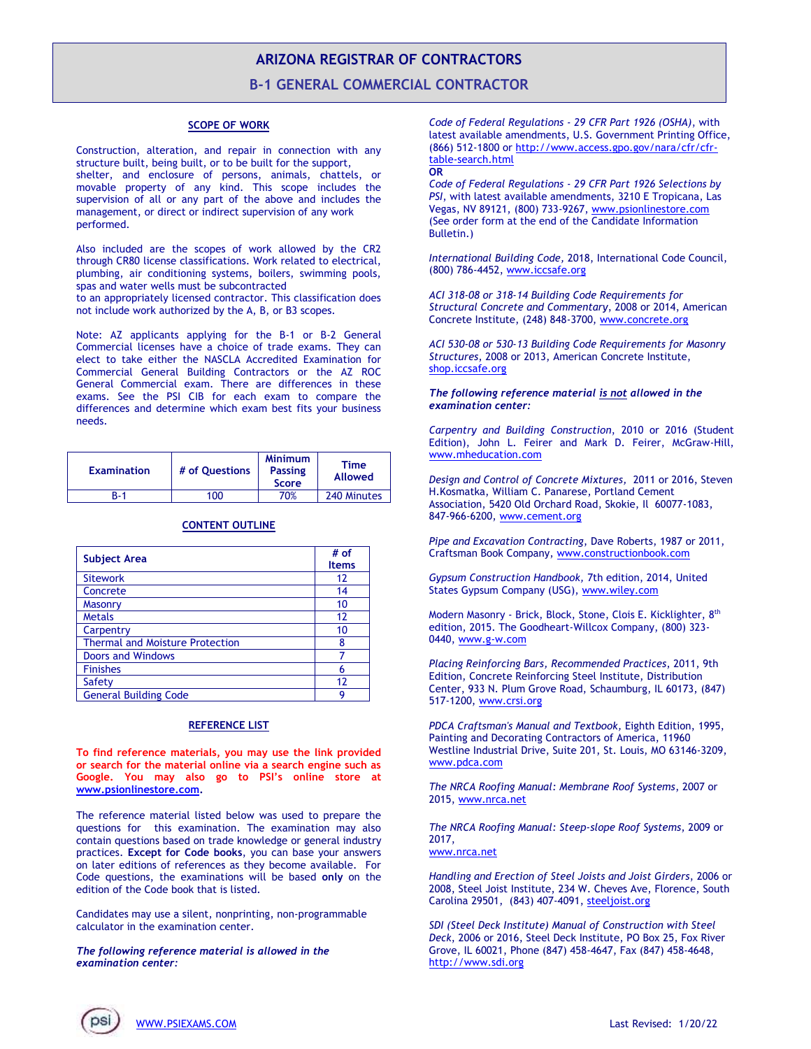# ARIZONA REGISTRAR OF CONTRACTORS

## B-1 GENERAL COMMERCIAL CONTRACTOR

### SCOPE OF WORK

Construction, alteration, and repair in connection with any structure built, being built, or to be built for the support, shelter, and enclosure of persons, animals, chattels, or movable property of any kind. This scope includes the supervision of all or any part of the above and includes the management, or direct or indirect supervision of any work performed.

Also included are the scopes of work allowed by the CR2 through CR80 license classifications. Work related to electrical, plumbing, air conditioning systems, boilers, swimming pools, spas and water wells must be subcontracted to an appropriately licensed contractor. This classification does not include work authorized by the A, B, or B3 scopes.

Note: AZ applicants applying for the B-1 or B-2 General Commercial licenses have a choice of trade exams. They can elect to take either the NASCLA Accredited Examination for Commercial General Building Contractors or the AZ ROC General Commercial exam. There are differences in these exams. See the PSI CIB for each exam to compare the differences and determine which exam best fits your business needs.

| Examination | # of Questions | Minimum Passing Score | Time Allowed |
|---|---|---|---|
| B-1 | 100 | 70% | 240 Minutes |

### CONTENT OUTLINE

| Subject Area | # of Items |
|---|---|
| Sitework | 12 |
| Concrete | 14 |
| Masonry | 10 |
| Metals | 12 |
| Carpentry | 10 |
| Thermal and Moisture Protection | 8 |
| Doors and Windows | 7 |
| Finishes | 6 |
| Safety | 12 |
| General Building Code | 9 |

### REFERENCE LIST

**To find reference materials, you may use the link provided or search for the material online via a search engine such as Google. You may also go to PSI's online store at www.psionlinestore.com.**

The reference material listed below was used to prepare the questions for this examination. The examination may also contain questions based on trade knowledge or general industry practices. **Except for Code books**, you can base your answers on later editions of references as they become available. For Code questions, the examinations will be based **only** on the edition of the Code book that is listed.

Candidates may use a silent, nonprinting, non-programmable calculator in the examination center.

***The following reference material is allowed in the examination center:***

*Code of Federal Regulations - 29 CFR Part 1926 (OSHA)*, with latest available amendments, U.S. Government Printing Office, (866) 512-1800 or http://www.access.gpo.gov/nara/cfr/cfr-table-search.html
**OR**
*Code of Federal Regulations - 29 CFR Part 1926 Selections by PSI*, with latest available amendments, 3210 E Tropicana, Las Vegas, NV 89121, (800) 733-9267, www.psionlinestore.com (See order form at the end of the Candidate Information Bulletin.)

*International Building Code*, 2018, International Code Council, (800) 786-4452, www.iccsafe.org

*ACI 318-08 or 318-14 Building Code Requirements for Structural Concrete and Commentary*, 2008 or 2014, American Concrete Institute, (248) 848-3700, www.concrete.org

*ACI 530-08 or 530-13 Building Code Requirements for Masonry Structures*, 2008 or 2013, American Concrete Institute, shop.iccsafe.org

***The following reference material is not allowed in the examination center:***

*Carpentry and Building Construction*, 2010 or 2016 (Student Edition), John L. Feirer and Mark D. Feirer, McGraw-Hill, www.mheducation.com

*Design and Control of Concrete Mixtures*, 2011 or 2016, Steven H.Kosmatka, William C. Panarese, Portland Cement Association, 5420 Old Orchard Road, Skokie, Il 60077-1083, 847-966-6200, www.cement.org

*Pipe and Excavation Contracting*, Dave Roberts, 1987 or 2011, Craftsman Book Company, www.constructionbook.com

*Gypsum Construction Handbook*, 7th edition, 2014, United States Gypsum Company (USG), www.wiley.com

Modern Masonry - Brick, Block, Stone, Clois E. Kicklighter, 8th edition, 2015. The Goodheart-Willcox Company, (800) 323-0440, www.g-w.com

*Placing Reinforcing Bars, Recommended Practices*, 2011, 9th Edition, Concrete Reinforcing Steel Institute, Distribution Center, 933 N. Plum Grove Road, Schaumburg, IL 60173, (847) 517-1200, www.crsi.org

*PDCA Craftsman's Manual and Textbook*, Eighth Edition, 1995, Painting and Decorating Contractors of America, 11960 Westline Industrial Drive, Suite 201, St. Louis, MO 63146-3209, www.pdca.com

*The NRCA Roofing Manual: Membrane Roof Systems*, 2007 or 2015, www.nrca.net

*The NRCA Roofing Manual: Steep-slope Roof Systems*, 2009 or 2017, www.nrca.net

*Handling and Erection of Steel Joists and Joist Girders*, 2006 or 2008, Steel Joist Institute, 234 W. Cheves Ave, Florence, South Carolina 29501, (843) 407-4091, steeljoist.org

*SDI (Steel Deck Institute) Manual of Construction with Steel Deck*, 2006 or 2016, Steel Deck Institute, PO Box 25, Fox River Grove, IL 60021, Phone (847) 458-4647, Fax (847) 458-4648, http://www.sdi.org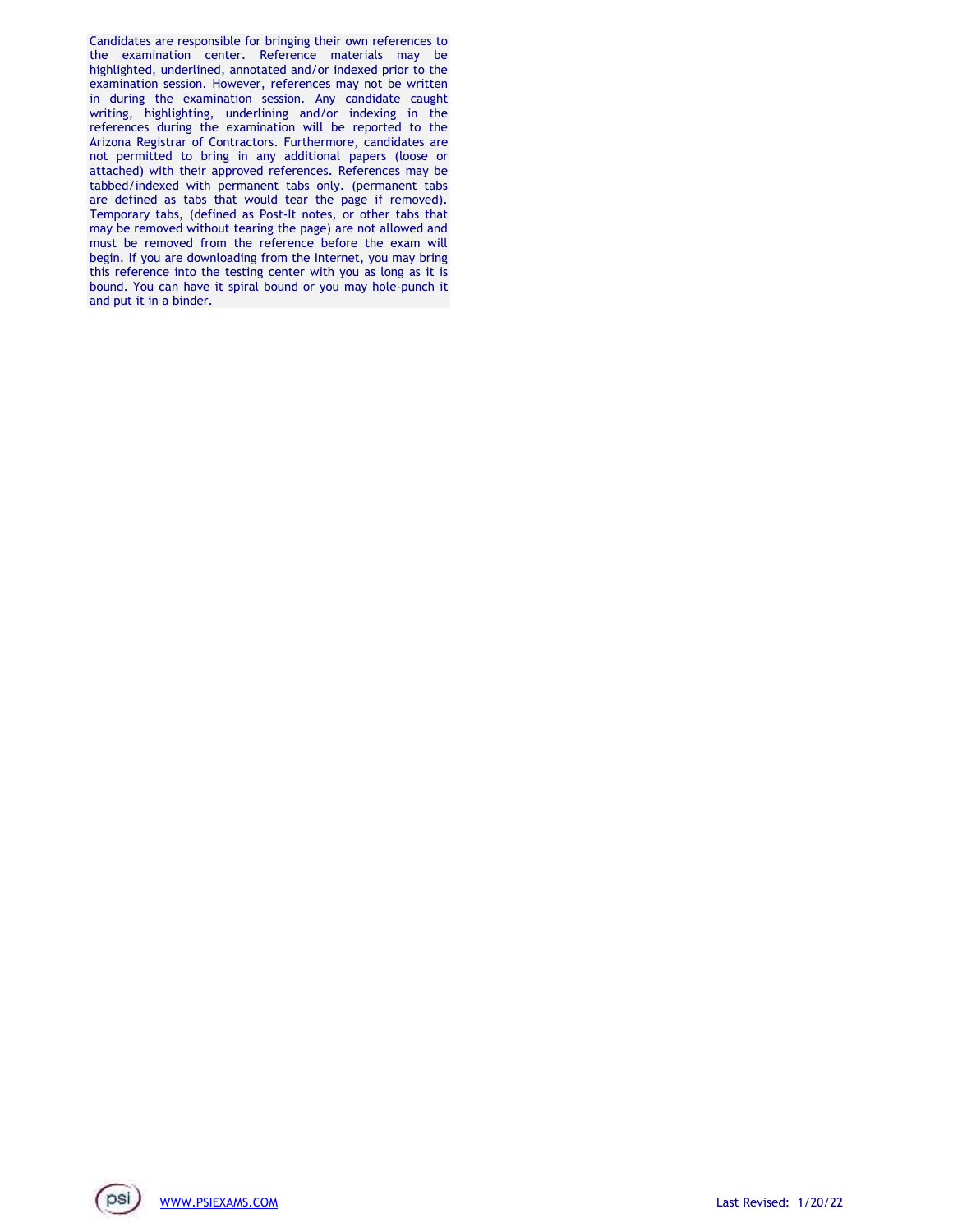Candidates are responsible for bringing their own references to the examination center. Reference materials may be highlighted, underlined, annotated and/or indexed prior to the examination session. However, references may not be written in during the examination session. Any candidate caught writing, highlighting, underlining and/or indexing in the references during the examination will be reported to the Arizona Registrar of Contractors. Furthermore, candidates are not permitted to bring in any additional papers (loose or attached) with their approved references. References may be tabbed/indexed with permanent tabs only. (permanent tabs are defined as tabs that would tear the page if removed). Temporary tabs, (defined as Post-It notes, or other tabs that may be removed without tearing the page) are not allowed and must be removed from the reference before the exam will begin. If you are downloading from the Internet, you may bring this reference into the testing center with you as long as it is bound. You can have it spiral bound or you may hole-punch it and put it in a binder.